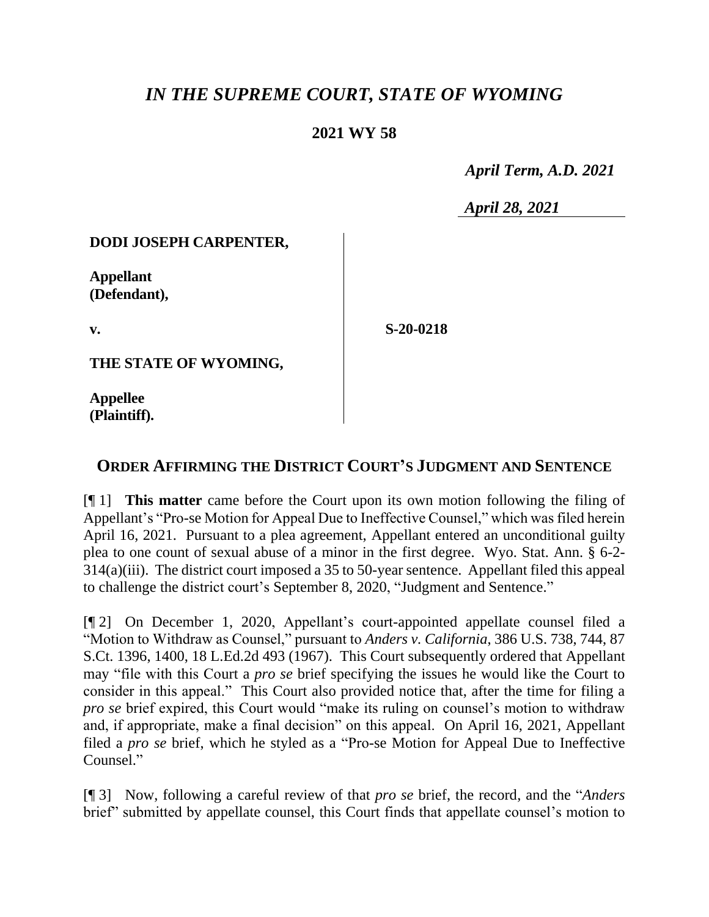# *IN THE SUPREME COURT, STATE OF WYOMING*

## 2021 WY 58

*April Term, A.D. 2021*

*April 28, 2021*

| | |
|---|---|
| **DODI JOSEPH CARPENTER,**<br><br>**Appellant (Defendant),**<br><br>**v.**<br><br>**THE STATE OF WYOMING,**<br><br>**Appellee (Plaintiff).** | **S-20-0218** |

## ORDER AFFIRMING THE DISTRICT COURT'S JUDGMENT AND SENTENCE

[¶ 1] **This matter** came before the Court upon its own motion following the filing of Appellant's "Pro-se Motion for Appeal Due to Ineffective Counsel," which was filed herein April 16, 2021. Pursuant to a plea agreement, Appellant entered an unconditional guilty plea to one count of sexual abuse of a minor in the first degree. Wyo. Stat. Ann. § 6-2-314(a)(iii). The district court imposed a 35 to 50-year sentence. Appellant filed this appeal to challenge the district court's September 8, 2020, "Judgment and Sentence."

[¶ 2] On December 1, 2020, Appellant's court-appointed appellate counsel filed a "Motion to Withdraw as Counsel," pursuant to *Anders v. California*, 386 U.S. 738, 744, 87 S.Ct. 1396, 1400, 18 L.Ed.2d 493 (1967). This Court subsequently ordered that Appellant may "file with this Court a *pro se* brief specifying the issues he would like the Court to consider in this appeal." This Court also provided notice that, after the time for filing a *pro se* brief expired, this Court would "make its ruling on counsel's motion to withdraw and, if appropriate, make a final decision" on this appeal. On April 16, 2021, Appellant filed a *pro se* brief, which he styled as a "Pro-se Motion for Appeal Due to Ineffective Counsel."

[¶ 3] Now, following a careful review of that *pro se* brief, the record, and the "*Anders* brief" submitted by appellate counsel, this Court finds that appellate counsel's motion to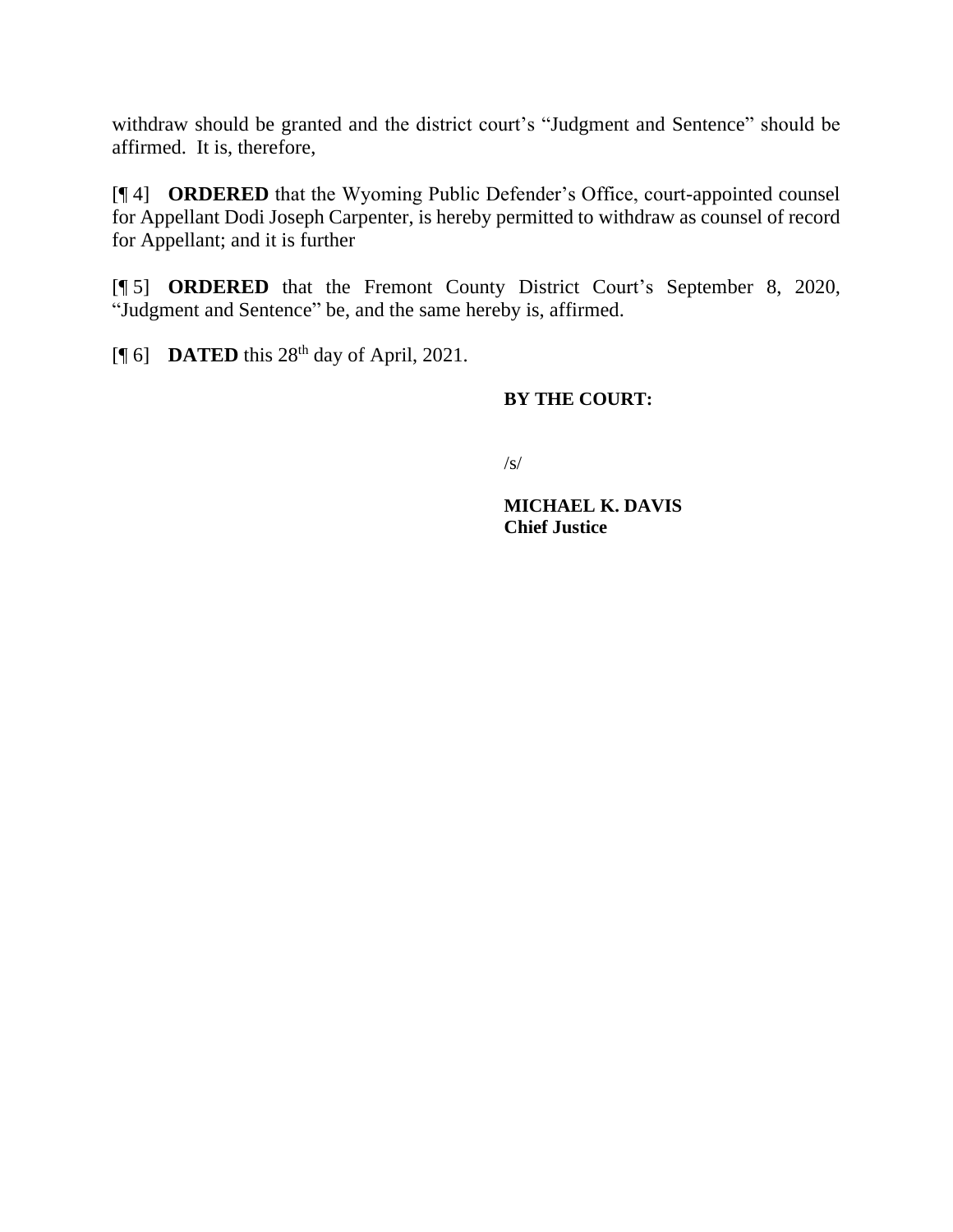withdraw should be granted and the district court's "Judgment and Sentence" should be affirmed. It is, therefore,

[¶ 4] **ORDERED** that the Wyoming Public Defender's Office, court-appointed counsel for Appellant Dodi Joseph Carpenter, is hereby permitted to withdraw as counsel of record for Appellant; and it is further

[¶ 5] **ORDERED** that the Fremont County District Court's September 8, 2020, "Judgment and Sentence" be, and the same hereby is, affirmed.

[¶ 6] **DATED** this 28th day of April, 2021.

**BY THE COURT:**

/s/

**MICHAEL K. DAVIS**
**Chief Justice**